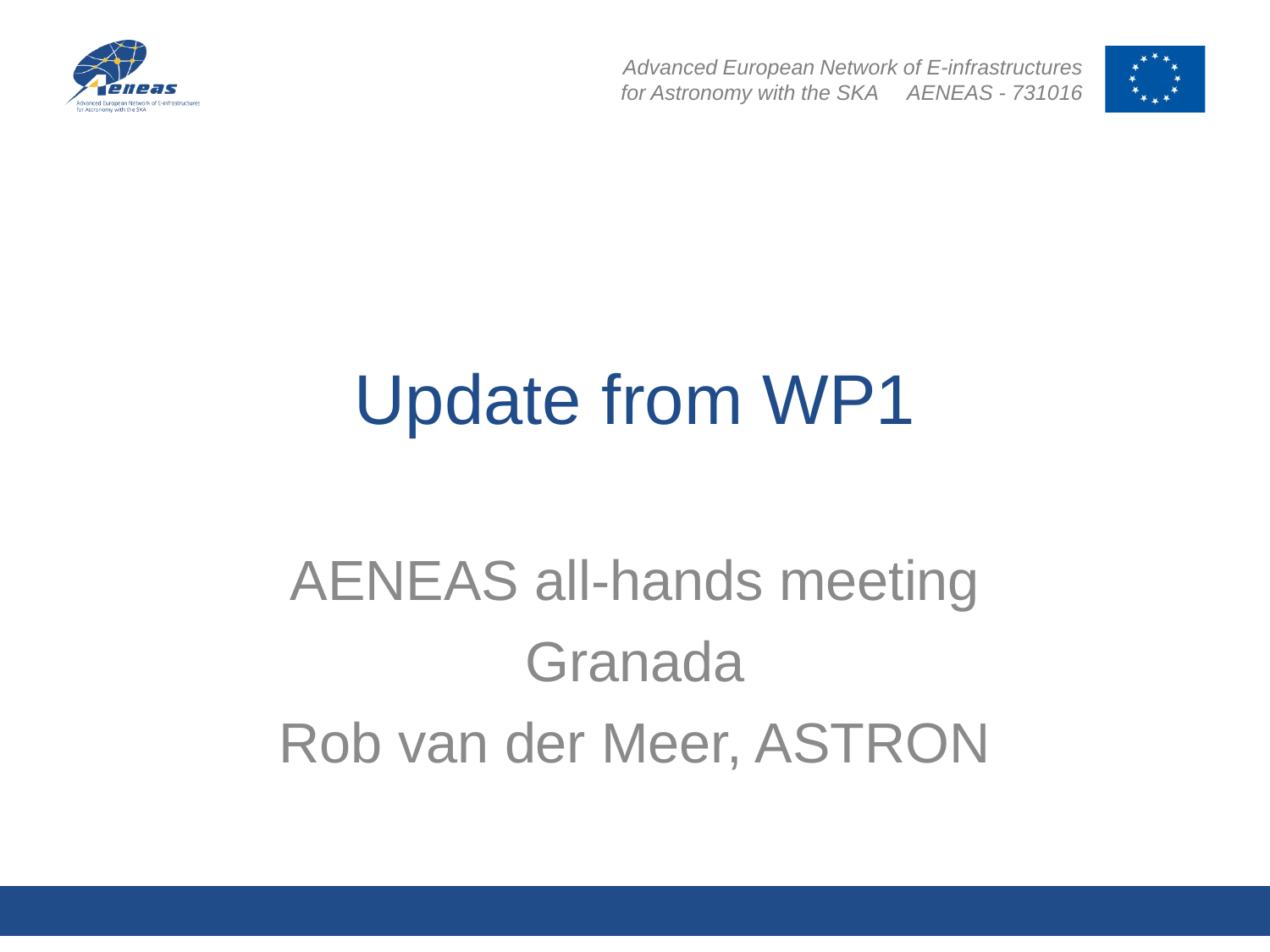*Advanced European Network of E-infrastructures for Astronomy with the SKA AENEAS - 731016*

# Update from WP1

AENEAS all-hands meeting

Granada

Rob van der Meer, ASTRON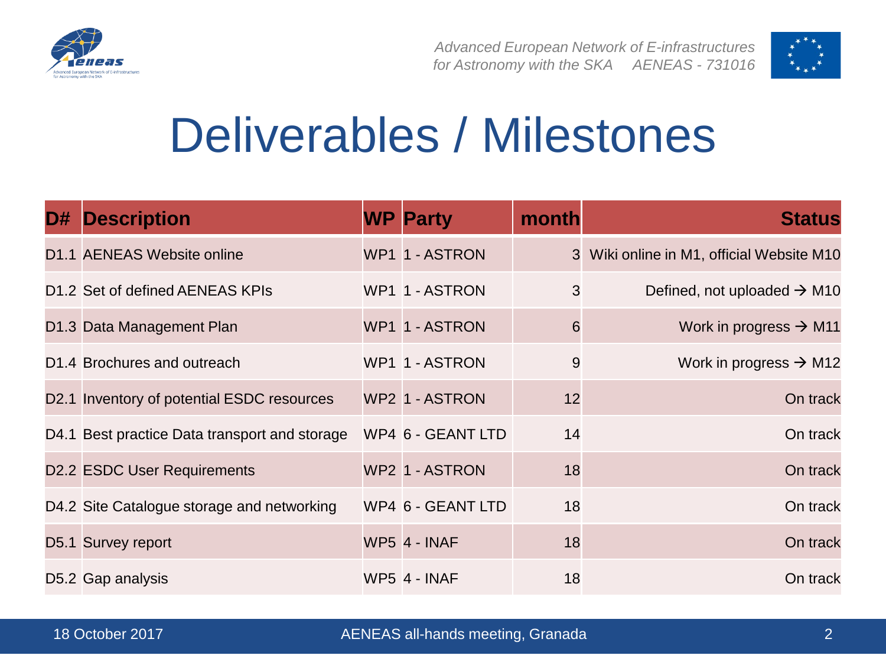# Deliverables / Milestones

| D# | Description | WP | Party | month | Status |
|---|---|---|---|---|---|
| D1.1 | AENEAS Website online | WP1 | 1 - ASTRON | 3 | Wiki online in M1, official Website M10 |
| D1.2 | Set of defined AENEAS KPIs | WP1 | 1 - ASTRON | 3 | Defined, not uploaded → M10 |
| D1.3 | Data Management Plan | WP1 | 1 - ASTRON | 6 | Work in progress → M11 |
| D1.4 | Brochures and outreach | WP1 | 1 - ASTRON | 9 | Work in progress → M12 |
| D2.1 | Inventory of potential ESDC resources | WP2 | 1 - ASTRON | 12 | On track |
| D4.1 | Best practice Data transport and storage | WP4 | 6 - GEANT LTD | 14 | On track |
| D2.2 | ESDC User Requirements | WP2 | 1 - ASTRON | 18 | On track |
| D4.2 | Site Catalogue storage and networking | WP4 | 6 - GEANT LTD | 18 | On track |
| D5.1 | Survey report | WP5 | 4 - INAF | 18 | On track |
| D5.2 | Gap analysis | WP5 | 4 - INAF | 18 | On track |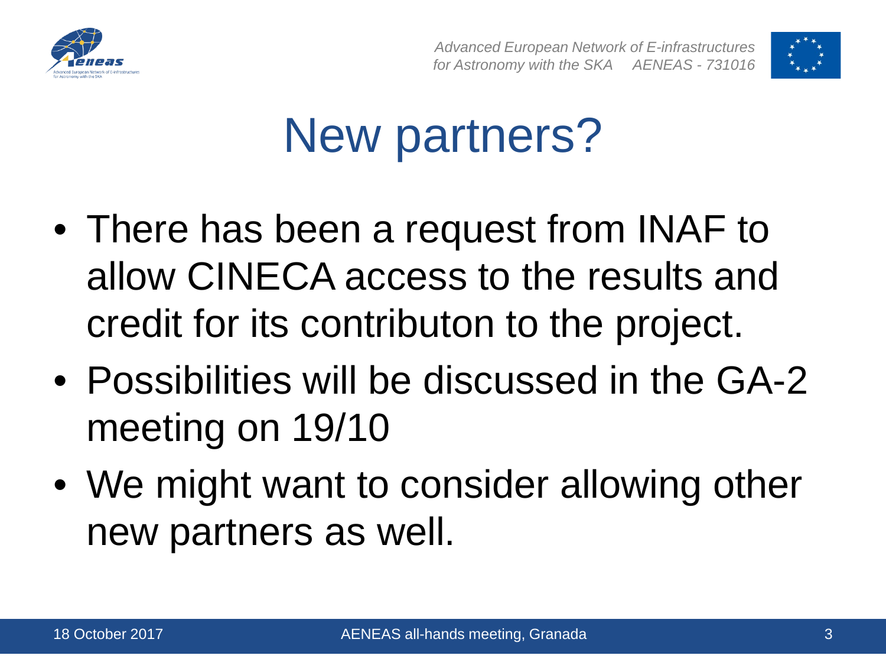# New partners?

- There has been a request from INAF to allow CINECA access to the results and credit for its contributon to the project.
- Possibilities will be discussed in the GA-2 meeting on 19/10
- We might want to consider allowing other new partners as well.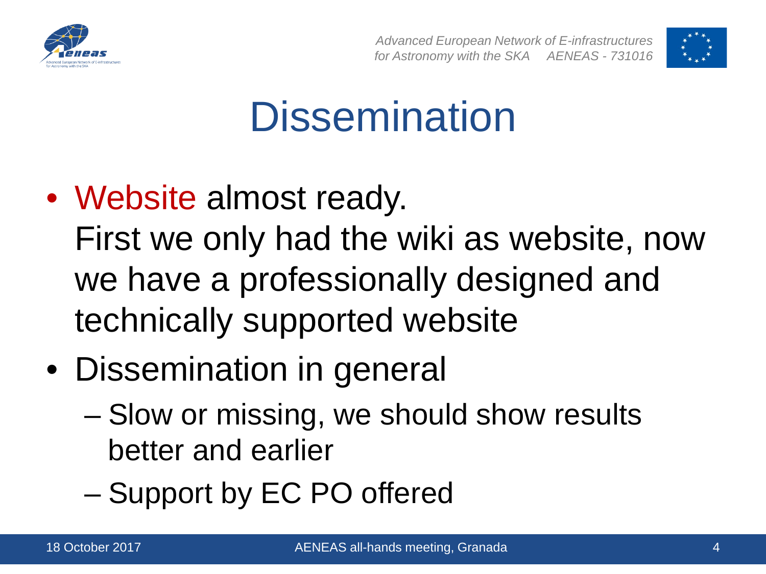# Dissemination

- Website almost ready.
  First we only had the wiki as website, now we have a professionally designed and technically supported website
- Dissemination in general
  - Slow or missing, we should show results better and earlier
  - Support by EC PO offered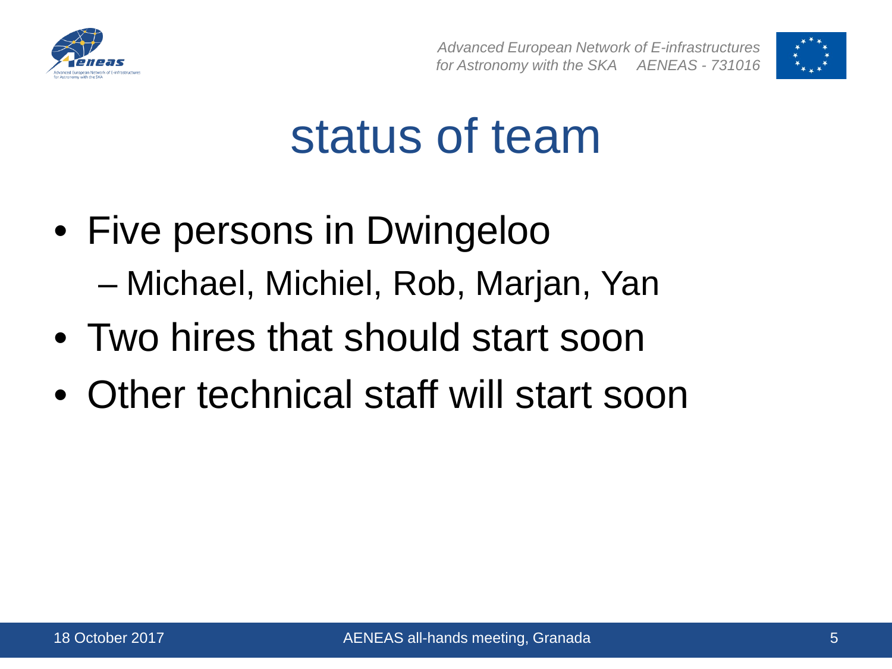# status of team

- Five persons in Dwingeloo
  - Michael, Michiel, Rob, Marjan, Yan
- Two hires that should start soon
- Other technical staff will start soon